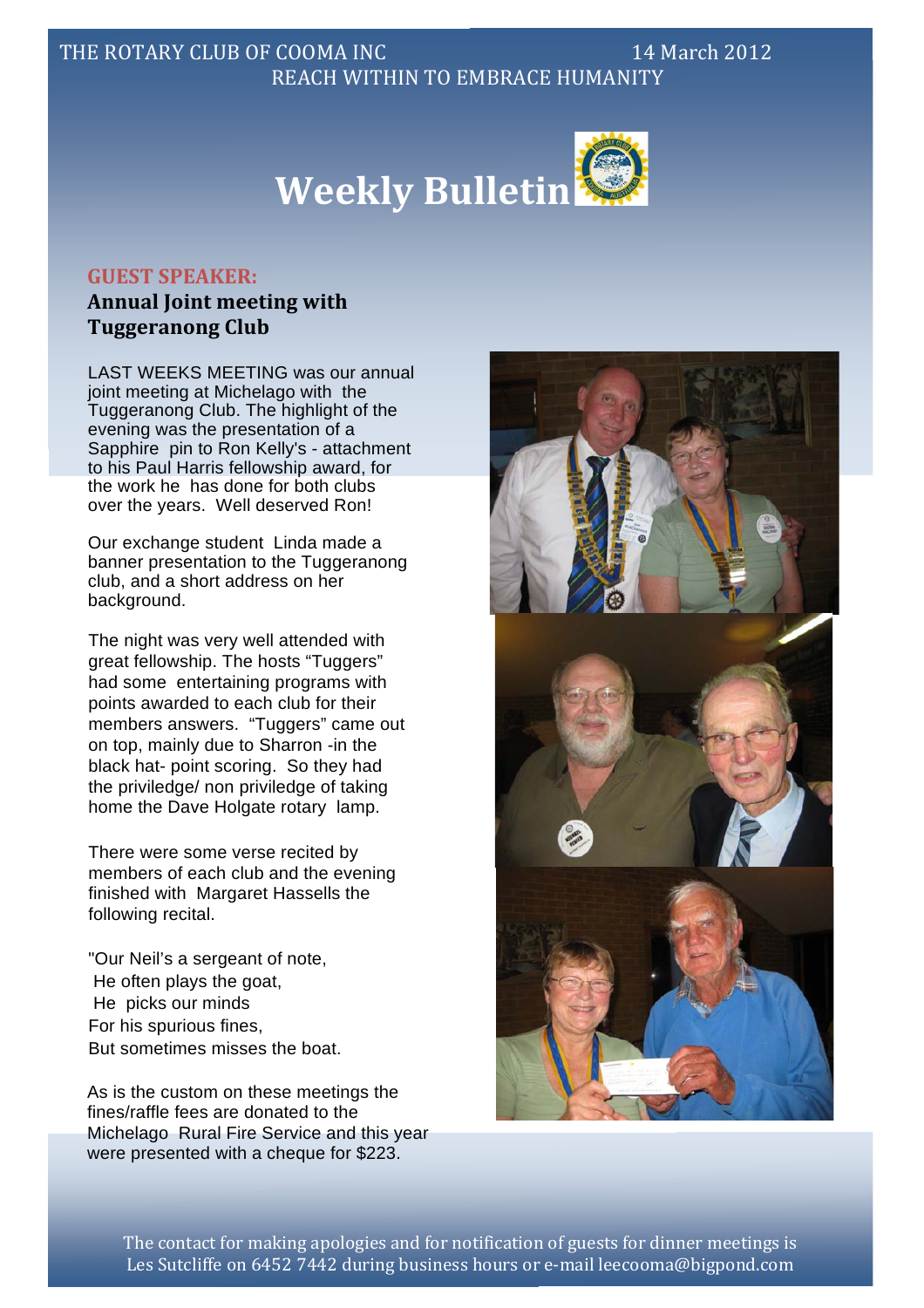THE ROTARY CLUB OF COOMA INC 14 March 2012

REACH WITHIN TO EMBRACE HUMANITY

# Weekly Bulletin

## GUEST SPEAKER:

### Annual Joint meeting with Tuggeranong Club

LAST WEEKS MEETING was our annual joint meeting at Michelago with the Tuggeranong Club. The highlight of the evening was the presentation of a Sapphire pin to Ron Kelly's - attachment to his Paul Harris fellowship award, for the work he has done for both clubs over the years. Well deserved Ron!

Our exchange student Linda made a banner presentation to the Tuggeranong club, and a short address on her background.

The night was very well attended with great fellowship. The hosts "Tuggers" had some entertaining programs with points awarded to each club for their members answers. "Tuggers" came out on top, mainly due to Sharron -in the black hat- point scoring. So they had the priviledge/ non priviledge of taking home the Dave Holgate rotary lamp.

There were some verse recited by members of each club and the evening finished with Margaret Hassells the following recital.

"Our Neil's a sergeant of note,
He often plays the goat,
He picks our minds
For his spurious fines,
But sometimes misses the boat.

As is the custom on these meetings the fines/raffle fees are donated to the Michelago Rural Fire Service and this year were presented with a cheque for $223.

The contact for making apologies and for notification of guests for dinner meetings is Les Sutcliffe on 6452 7442 during business hours or e-mail leecooma@bigpond.com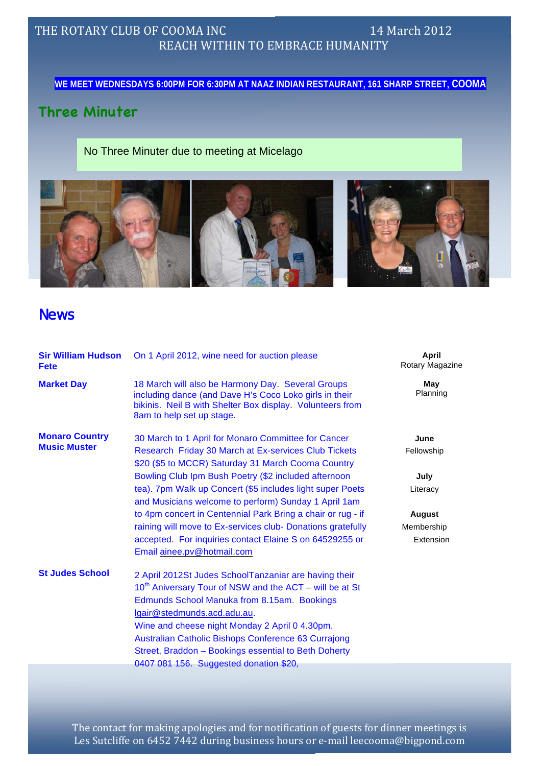THE ROTARY CLUB OF COOMA INC 14 March 2012

REACH WITHIN TO EMBRACE HUMANITY

**WE MEET WEDNESDAYS 6:00PM FOR 6:30PM AT NAAZ INDIAN RESTAURANT, 161 SHARP STREET, COOMA**

## Three Minuter

No Three Minuter due to meeting at Micelago

## News

**Sir William Hudson Fete**

On 1 April 2012, wine need for auction please

**Market Day**

18 March will also be Harmony Day. Several Groups including dance (and Dave H's Coco Loko girls in their bikinis. Neil B with Shelter Box display. Volunteers from 8am to help set up stage.

**Monaro Country Music Muster**

30 March to 1 April for Monaro Committee for Cancer Research Friday 30 March at Ex-services Club Tickets $20 ($5 to MCCR) Saturday 31 March Cooma Country Bowling Club Ipm Bush Poetry ($2 included afternoon tea). 7pm Walk up Concert ($5 includes light super Poets and Musicians welcome to perform) Sunday 1 April 1am to 4pm concert in Centennial Park Bring a chair or rug - if raining will move to Ex-services club- Donations gratefully accepted. For inquiries contact Elaine S on 64529255 or Email ainee.pv@hotmail.com

**St Judes School**

2 April 2012St Judes SchoolTanzaniar are having their 10th Aniversary Tour of NSW and the ACT – will be at St Edmunds School Manuka from 8.15am. Bookings lgair@stedmunds.acd.adu.au.
Wine and cheese night Monday 2 April 0 4.30pm. Australian Catholic Bishops Conference 63 Currajong Street, Braddon – Bookings essential to Beth Doherty 0407 081 156. Suggested donation $20,

**April**
Rotary Magazine

**May**
Planning

**June**
Fellowship

**July**
Literacy

**August**
Membership
Extension

The contact for making apologies and for notification of guests for dinner meetings is Les Sutcliffe on 6452 7442 during business hours or e-mail leecooma@bigpond.com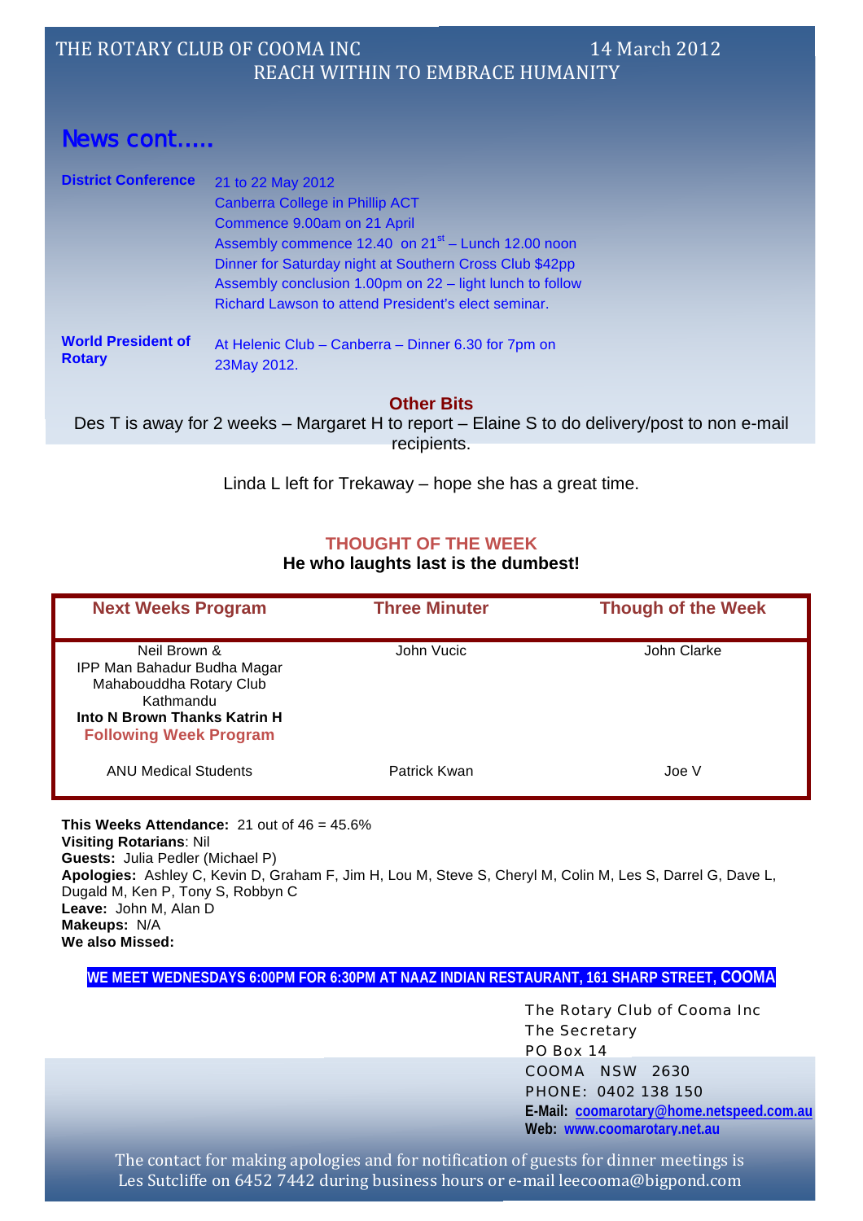# News cont…..

**District Conference**

21 to 22 May 2012
Canberra College in Phillip ACT
Commence 9.00am on 21 April
Assembly commence 12.40 on 21st – Lunch 12.00 noon
Dinner for Saturday night at Southern Cross Club $42pp
Assembly conclusion 1.00pm on 22 – light lunch to follow
Richard Lawson to attend President's elect seminar.

**World President of Rotary**

At Helenic Club – Canberra – Dinner 6.30 for 7pm on 23May 2012.

## Other Bits

Des T is away for 2 weeks – Margaret H to report – Elaine S to do delivery/post to non e-mail recipients.

Linda L left for Trekaway – hope she has a great time.

## THOUGHT OF THE WEEK

**He who laughts last is the dumbest!**

| Next Weeks Program | Three Minuter | Though of the Week |
|---|---|---|
| Neil Brown & IPP Man Bahadur Budha Magar Mahabouddha Rotary Club Kathmandu **Into N Brown Thanks Katrin H** | John Vucic | John Clarke |
| **Following Week Program** | | |
| ANU Medical Students | Patrick Kwan | Joe V |

**This Weeks Attendance:** 21 out of 46 = 45.6%
**Visiting Rotarians**: Nil
**Guests:** Julia Pedler (Michael P)
**Apologies:** Ashley C, Kevin D, Graham F, Jim H, Lou M, Steve S, Cheryl M, Colin M, Les S, Darrel G, Dave L, Dugald M, Ken P, Tony S, Robbyn C
**Leave:** John M, Alan D
**Makeups:** N/A
**We also Missed:**

**WE MEET WEDNESDAYS 6:00PM FOR 6:30PM AT NAAZ INDIAN RESTAURANT, 161 SHARP STREET, COOMA**

The Rotary Club of Cooma Inc
The Secretary
PO Box 14
COOMA NSW 2630
PHONE: 0402 138 150
**E-Mail: coomarotary@home.netspeed.com.au**
**Web: www.coomarotary.net.au**

The contact for making apologies and for notification of guests for dinner meetings is Les Sutcliffe on 6452 7442 during business hours or e-mail leecooma@bigpond.com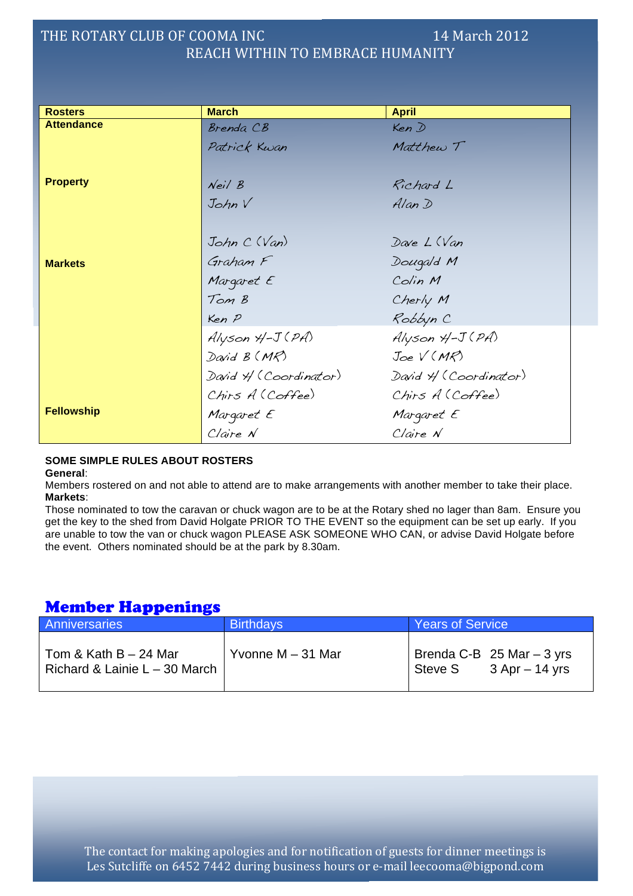THE ROTARY CLUB OF COOMA INC 14 March 2012

REACH WITHIN TO EMBRACE HUMANITY

| Rosters | March | April |
|---|---|---|
| Attendance | Brenda CB | Ken D |
| | Patrick Kwan | Matthew T |
| Property | Neil B | Richard L |
| | John V | Alan D |
| | John C (Van) | Dave L (Van |
| Markets | Graham F | Dougald M |
| | Margaret E | Colin M |
| | Tom B | Cherly M |
| | Ken P | Robbyn C |
| | Alyson H-J (PA) | Alyson H-J (PA) |
| | David B (MR) | Joe V (MR) |
| | David H (Coordinator) | David H (Coordinator) |
| | Chirs A (Coffee) | Chirs A (Coffee) |
| Fellowship | Margaret E | Margaret E |
| | Claire N | Claire N |

**SOME SIMPLE RULES ABOUT ROSTERS**

**General**:

Members rostered on and not able to attend are to make arrangements with another member to take their place.

**Markets**:

Those nominated to tow the caravan or chuck wagon are to be at the Rotary shed no lager than 8am. Ensure you get the key to the shed from David Holgate PRIOR TO THE EVENT so the equipment can be set up early. If you are unable to tow the van or chuck wagon PLEASE ASK SOMEONE WHO CAN, or advise David Holgate before the event. Others nominated should be at the park by 8.30am.

## Member Happenings

| Anniversaries | Birthdays | Years of Service |
|---|---|---|
| Tom & Kath B – 24 Mar<br>Richard & Lainie L – 30 March | Yvonne M – 31 Mar | Brenda C-B 25 Mar – 3 yrs<br>Steve S 3 Apr – 14 yrs |

The contact for making apologies and for notification of guests for dinner meetings is Les Sutcliffe on 6452 7442 during business hours or e-mail leecooma@bigpond.com